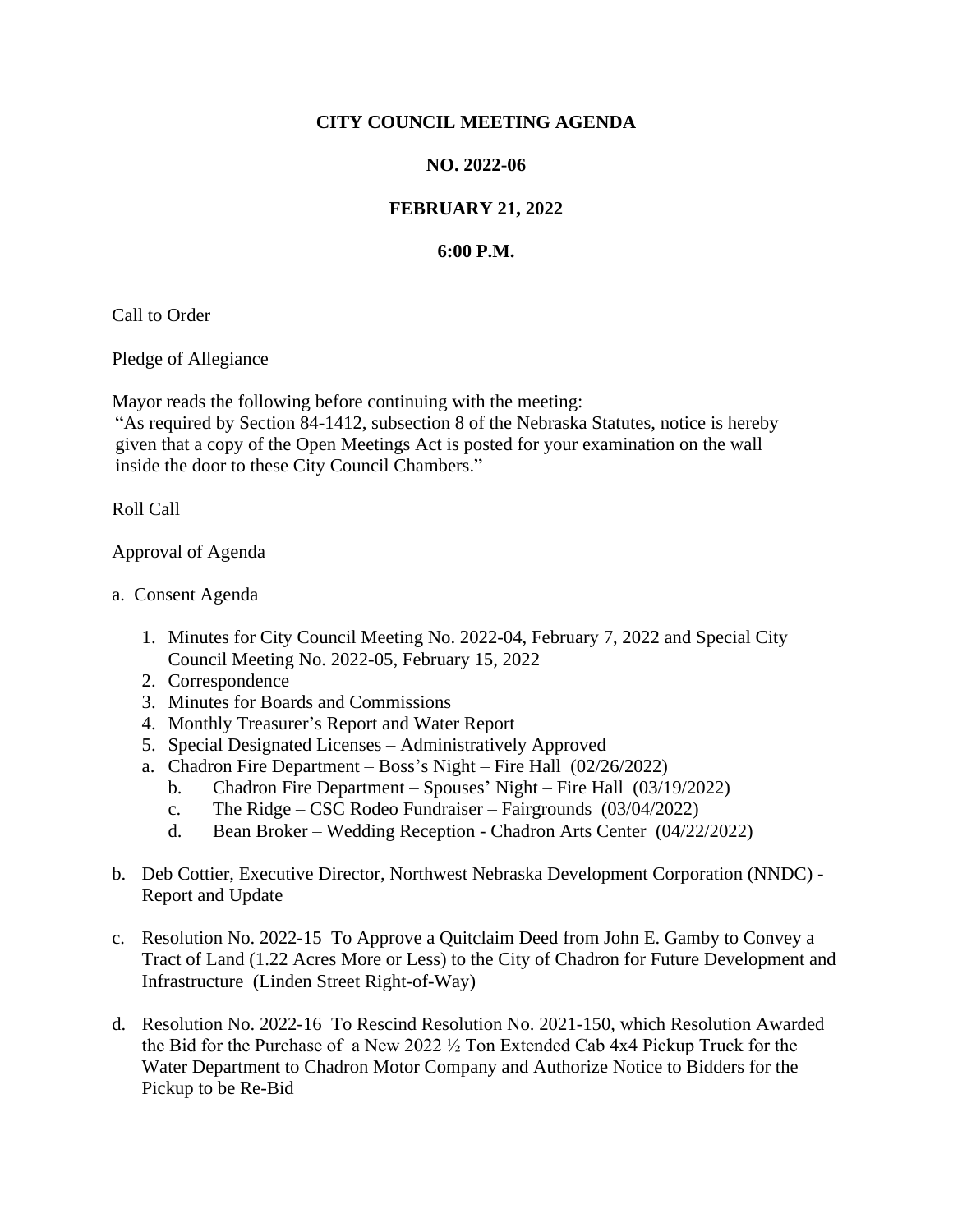# CITY COUNCIL MEETING AGENDA

## NO. 2022-06

## FEBRUARY 21, 2022

## 6:00 P.M.

Call to Order

Pledge of Allegiance

Mayor reads the following before continuing with the meeting:
"As required by Section 84-1412, subsection 8 of the Nebraska Statutes, notice is hereby given that a copy of the Open Meetings Act is posted for your examination on the wall inside the door to these City Council Chambers."

Roll Call

Approval of Agenda

a. Consent Agenda

   1. Minutes for City Council Meeting No. 2022-04, February 7, 2022 and Special City Council Meeting No. 2022-05, February 15, 2022
   2. Correspondence
   3. Minutes for Boards and Commissions
   4. Monthly Treasurer's Report and Water Report
   5. Special Designated Licenses – Administratively Approved
      a. Chadron Fire Department – Boss's Night – Fire Hall (02/26/2022)
      b. Chadron Fire Department – Spouses' Night – Fire Hall (03/19/2022)
      c. The Ridge – CSC Rodeo Fundraiser – Fairgrounds (03/04/2022)
      d. Bean Broker – Wedding Reception - Chadron Arts Center (04/22/2022)

b. Deb Cottier, Executive Director, Northwest Nebraska Development Corporation (NNDC) - Report and Update

c. Resolution No. 2022-15 To Approve a Quitclaim Deed from John E. Gamby to Convey a Tract of Land (1.22 Acres More or Less) to the City of Chadron for Future Development and Infrastructure (Linden Street Right-of-Way)

d. Resolution No. 2022-16 To Rescind Resolution No. 2021-150, which Resolution Awarded the Bid for the Purchase of a New 2022 ½ Ton Extended Cab 4x4 Pickup Truck for the Water Department to Chadron Motor Company and Authorize Notice to Bidders for the Pickup to be Re-Bid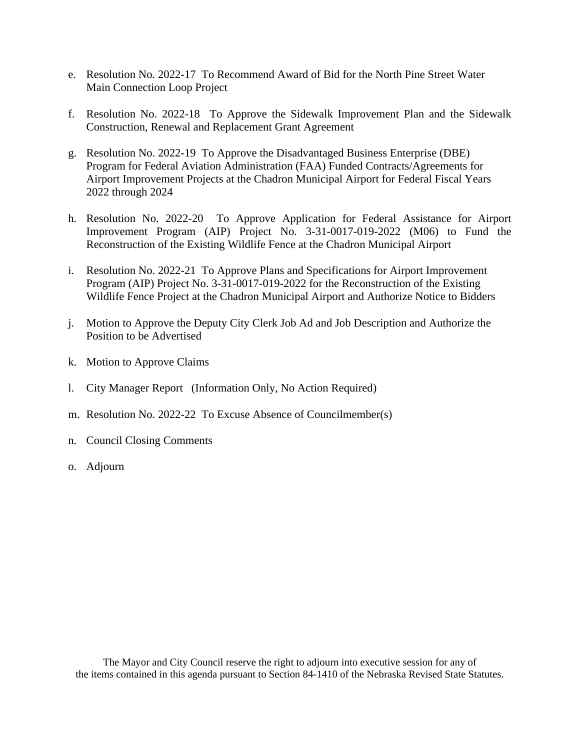e. Resolution No. 2022-17 To Recommend Award of Bid for the North Pine Street Water Main Connection Loop Project

f. Resolution No. 2022-18 To Approve the Sidewalk Improvement Plan and the Sidewalk Construction, Renewal and Replacement Grant Agreement

g. Resolution No. 2022-19 To Approve the Disadvantaged Business Enterprise (DBE) Program for Federal Aviation Administration (FAA) Funded Contracts/Agreements for Airport Improvement Projects at the Chadron Municipal Airport for Federal Fiscal Years 2022 through 2024

h. Resolution No. 2022-20 To Approve Application for Federal Assistance for Airport Improvement Program (AIP) Project No. 3-31-0017-019-2022 (M06) to Fund the Reconstruction of the Existing Wildlife Fence at the Chadron Municipal Airport

i. Resolution No. 2022-21 To Approve Plans and Specifications for Airport Improvement Program (AIP) Project No. 3-31-0017-019-2022 for the Reconstruction of the Existing Wildlife Fence Project at the Chadron Municipal Airport and Authorize Notice to Bidders

j. Motion to Approve the Deputy City Clerk Job Ad and Job Description and Authorize the Position to be Advertised

k. Motion to Approve Claims

l. City Manager Report (Information Only, No Action Required)

m. Resolution No. 2022-22 To Excuse Absence of Councilmember(s)

n. Council Closing Comments

o. Adjourn

The Mayor and City Council reserve the right to adjourn into executive session for any of the items contained in this agenda pursuant to Section 84-1410 of the Nebraska Revised State Statutes.